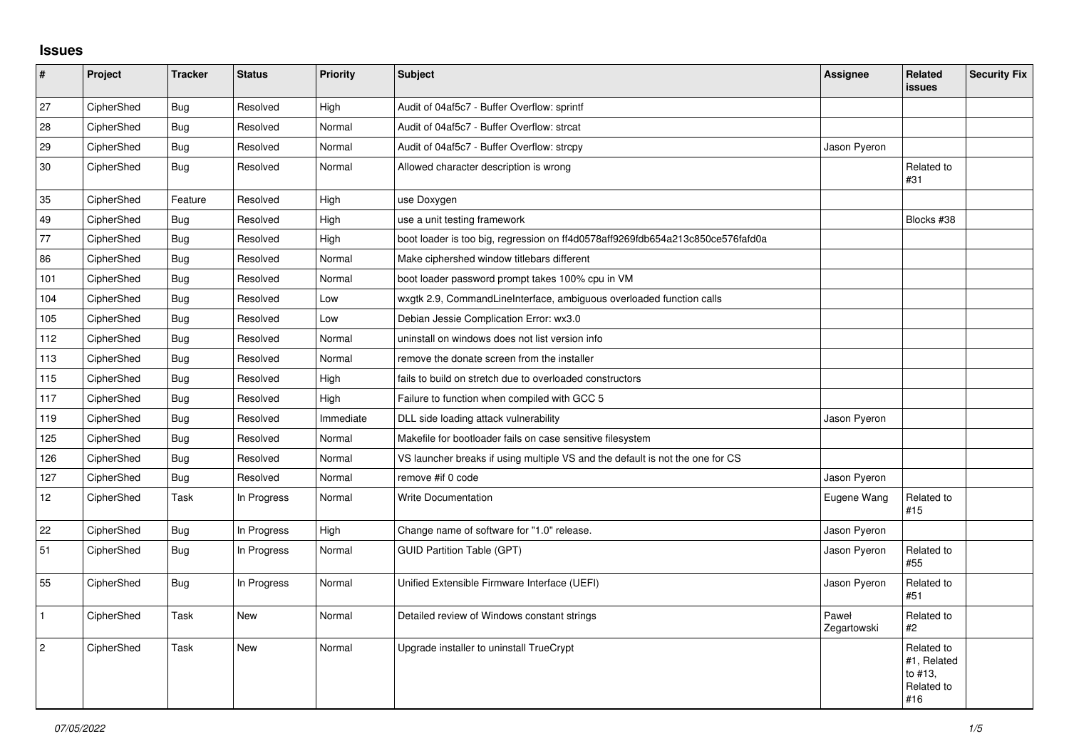## Issues

| # | Project | Tracker | Status | Priority | Subject | Assignee | Related issues | Security Fix |
|---|---|---|---|---|---|---|---|---|
| 27 | CipherShed | Bug | Resolved | High | Audit of 04af5c7 - Buffer Overflow: sprintf | | | |
| 28 | CipherShed | Bug | Resolved | Normal | Audit of 04af5c7 - Buffer Overflow: strcat | | | |
| 29 | CipherShed | Bug | Resolved | Normal | Audit of 04af5c7 - Buffer Overflow: strcpy | Jason Pyeron | | |
| 30 | CipherShed | Bug | Resolved | Normal | Allowed character description is wrong | | Related to #31 | |
| 35 | CipherShed | Feature | Resolved | High | use Doxygen | | | |
| 49 | CipherShed | Bug | Resolved | High | use a unit testing framework | | Blocks #38 | |
| 77 | CipherShed | Bug | Resolved | High | boot loader is too big, regression on ff4d0578aff9269fdb654a213c850ce576fafd0a | | | |
| 86 | CipherShed | Bug | Resolved | Normal | Make ciphershed window titlebars different | | | |
| 101 | CipherShed | Bug | Resolved | Normal | boot loader password prompt takes 100% cpu in VM | | | |
| 104 | CipherShed | Bug | Resolved | Low | wxgtk 2.9, CommandLineInterface, ambiguous overloaded function calls | | | |
| 105 | CipherShed | Bug | Resolved | Low | Debian Jessie Complication Error: wx3.0 | | | |
| 112 | CipherShed | Bug | Resolved | Normal | uninstall on windows does not list version info | | | |
| 113 | CipherShed | Bug | Resolved | Normal | remove the donate screen from the installer | | | |
| 115 | CipherShed | Bug | Resolved | High | fails to build on stretch due to overloaded constructors | | | |
| 117 | CipherShed | Bug | Resolved | High | Failure to function when compiled with GCC 5 | | | |
| 119 | CipherShed | Bug | Resolved | Immediate | DLL side loading attack vulnerability | Jason Pyeron | | |
| 125 | CipherShed | Bug | Resolved | Normal | Makefile for bootloader fails on case sensitive filesystem | | | |
| 126 | CipherShed | Bug | Resolved | Normal | VS launcher breaks if using multiple VS and the default is not the one for CS | | | |
| 127 | CipherShed | Bug | Resolved | Normal | remove #if 0 code | Jason Pyeron | | |
| 12 | CipherShed | Task | In Progress | Normal | Write Documentation | Eugene Wang | Related to #15 | |
| 22 | CipherShed | Bug | In Progress | High | Change name of software for "1.0" release. | Jason Pyeron | | |
| 51 | CipherShed | Bug | In Progress | Normal | GUID Partition Table (GPT) | Jason Pyeron | Related to #55 | |
| 55 | CipherShed | Bug | In Progress | Normal | Unified Extensible Firmware Interface (UEFI) | Jason Pyeron | Related to #51 | |
| 1 | CipherShed | Task | New | Normal | Detailed review of Windows constant strings | Paweł Zegartowski | Related to #2 | |
| 2 | CipherShed | Task | New | Normal | Upgrade installer to uninstall TrueCrypt | | Related to #1, Related to #13, Related to #16 | |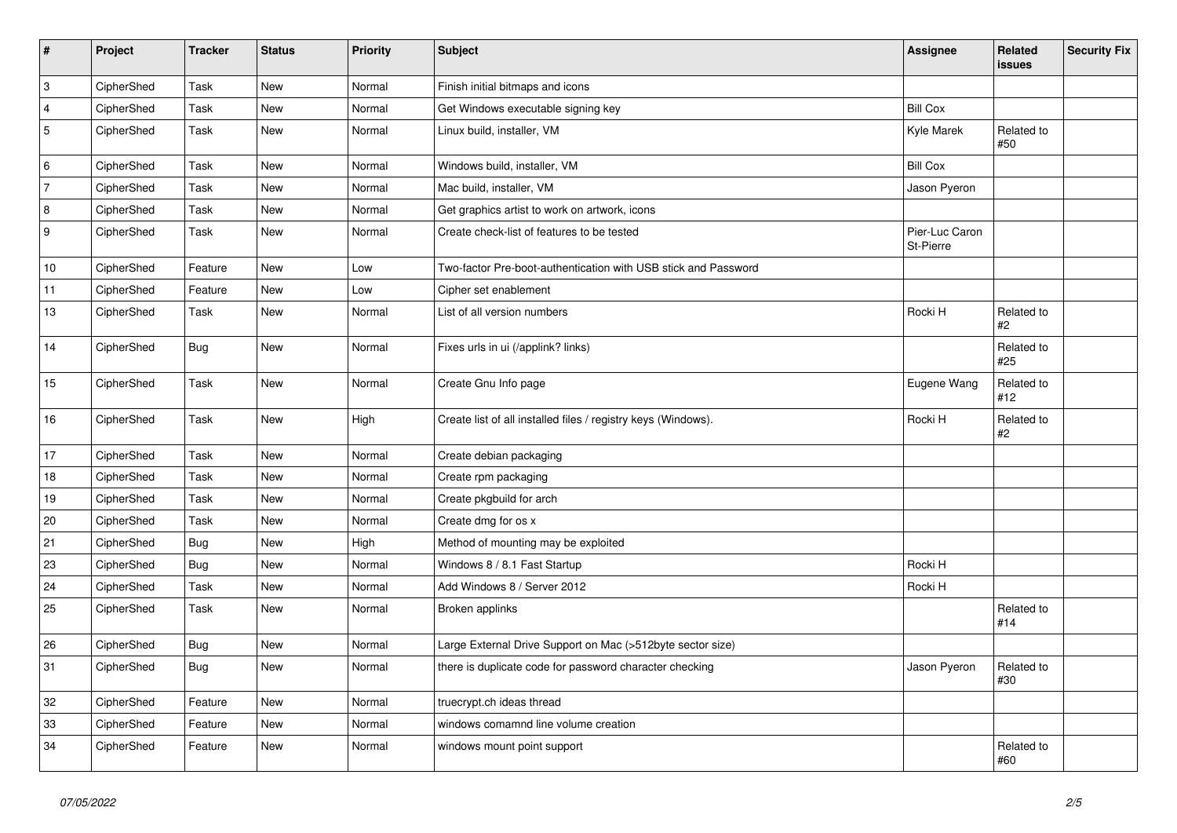| # | Project | Tracker | Status | Priority | Subject | Assignee | Related issues | Security Fix |
|---|---|---|---|---|---|---|---|---|
| 3 | CipherShed | Task | New | Normal | Finish initial bitmaps and icons | | | |
| 4 | CipherShed | Task | New | Normal | Get Windows executable signing key | Bill Cox | | |
| 5 | CipherShed | Task | New | Normal | Linux build, installer, VM | Kyle Marek | Related to #50 | |
| 6 | CipherShed | Task | New | Normal | Windows build, installer, VM | Bill Cox | | |
| 7 | CipherShed | Task | New | Normal | Mac build, installer, VM | Jason Pyeron | | |
| 8 | CipherShed | Task | New | Normal | Get graphics artist to work on artwork, icons | | | |
| 9 | CipherShed | Task | New | Normal | Create check-list of features to be tested | Pier-Luc Caron St-Pierre | | |
| 10 | CipherShed | Feature | New | Low | Two-factor Pre-boot-authentication with USB stick and Password | | | |
| 11 | CipherShed | Feature | New | Low | Cipher set enablement | | | |
| 13 | CipherShed | Task | New | Normal | List of all version numbers | Rocki H | Related to #2 | |
| 14 | CipherShed | Bug | New | Normal | Fixes urls in ui (/applink? links) | | Related to #25 | |
| 15 | CipherShed | Task | New | Normal | Create Gnu Info page | Eugene Wang | Related to #12 | |
| 16 | CipherShed | Task | New | High | Create list of all installed files / registry keys (Windows). | Rocki H | Related to #2 | |
| 17 | CipherShed | Task | New | Normal | Create debian packaging | | | |
| 18 | CipherShed | Task | New | Normal | Create rpm packaging | | | |
| 19 | CipherShed | Task | New | Normal | Create pkgbuild for arch | | | |
| 20 | CipherShed | Task | New | Normal | Create dmg for os x | | | |
| 21 | CipherShed | Bug | New | High | Method of mounting may be exploited | | | |
| 23 | CipherShed | Bug | New | Normal | Windows 8 / 8.1 Fast Startup | Rocki H | | |
| 24 | CipherShed | Task | New | Normal | Add Windows 8 / Server 2012 | Rocki H | | |
| 25 | CipherShed | Task | New | Normal | Broken applinks | | Related to #14 | |
| 26 | CipherShed | Bug | New | Normal | Large External Drive Support on Mac (>512byte sector size) | | | |
| 31 | CipherShed | Bug | New | Normal | there is duplicate code for password character checking | Jason Pyeron | Related to #30 | |
| 32 | CipherShed | Feature | New | Normal | truecrypt.ch ideas thread | | | |
| 33 | CipherShed | Feature | New | Normal | windows comamnd line volume creation | | | |
| 34 | CipherShed | Feature | New | Normal | windows mount point support | | Related to #60 | |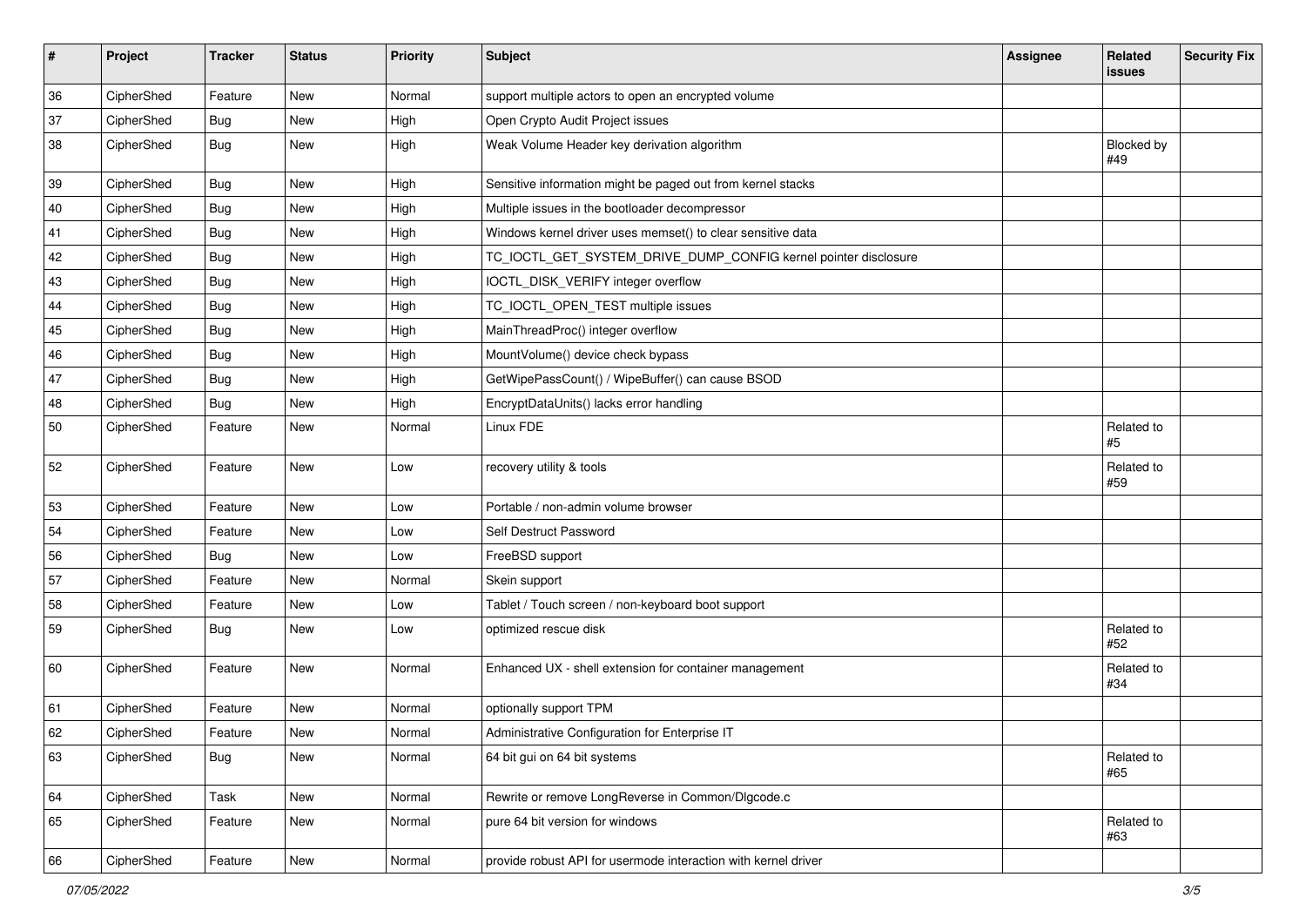| # | Project | Tracker | Status | Priority | Subject | Assignee | Related issues | Security Fix |
|---|---|---|---|---|---|---|---|---|
| 36 | CipherShed | Feature | New | Normal | support multiple actors to open an encrypted volume | | | |
| 37 | CipherShed | Bug | New | High | Open Crypto Audit Project issues | | | |
| 38 | CipherShed | Bug | New | High | Weak Volume Header key derivation algorithm | | Blocked by #49 | |
| 39 | CipherShed | Bug | New | High | Sensitive information might be paged out from kernel stacks | | | |
| 40 | CipherShed | Bug | New | High | Multiple issues in the bootloader decompressor | | | |
| 41 | CipherShed | Bug | New | High | Windows kernel driver uses memset() to clear sensitive data | | | |
| 42 | CipherShed | Bug | New | High | TC_IOCTL_GET_SYSTEM_DRIVE_DUMP_CONFIG kernel pointer disclosure | | | |
| 43 | CipherShed | Bug | New | High | IOCTL_DISK_VERIFY integer overflow | | | |
| 44 | CipherShed | Bug | New | High | TC_IOCTL_OPEN_TEST multiple issues | | | |
| 45 | CipherShed | Bug | New | High | MainThreadProc() integer overflow | | | |
| 46 | CipherShed | Bug | New | High | MountVolume() device check bypass | | | |
| 47 | CipherShed | Bug | New | High | GetWipePassCount() / WipeBuffer() can cause BSOD | | | |
| 48 | CipherShed | Bug | New | High | EncryptDataUnits() lacks error handling | | | |
| 50 | CipherShed | Feature | New | Normal | Linux FDE | | Related to #5 | |
| 52 | CipherShed | Feature | New | Low | recovery utility & tools | | Related to #59 | |
| 53 | CipherShed | Feature | New | Low | Portable / non-admin volume browser | | | |
| 54 | CipherShed | Feature | New | Low | Self Destruct Password | | | |
| 56 | CipherShed | Bug | New | Low | FreeBSD support | | | |
| 57 | CipherShed | Feature | New | Normal | Skein support | | | |
| 58 | CipherShed | Feature | New | Low | Tablet / Touch screen / non-keyboard boot support | | | |
| 59 | CipherShed | Bug | New | Low | optimized rescue disk | | Related to #52 | |
| 60 | CipherShed | Feature | New | Normal | Enhanced UX - shell extension for container management | | Related to #34 | |
| 61 | CipherShed | Feature | New | Normal | optionally support TPM | | | |
| 62 | CipherShed | Feature | New | Normal | Administrative Configuration for Enterprise IT | | | |
| 63 | CipherShed | Bug | New | Normal | 64 bit gui on 64 bit systems | | Related to #65 | |
| 64 | CipherShed | Task | New | Normal | Rewrite or remove LongReverse in Common/Dlgcode.c | | | |
| 65 | CipherShed | Feature | New | Normal | pure 64 bit version for windows | | Related to #63 | |
| 66 | CipherShed | Feature | New | Normal | provide robust API for usermode interaction with kernel driver | | | |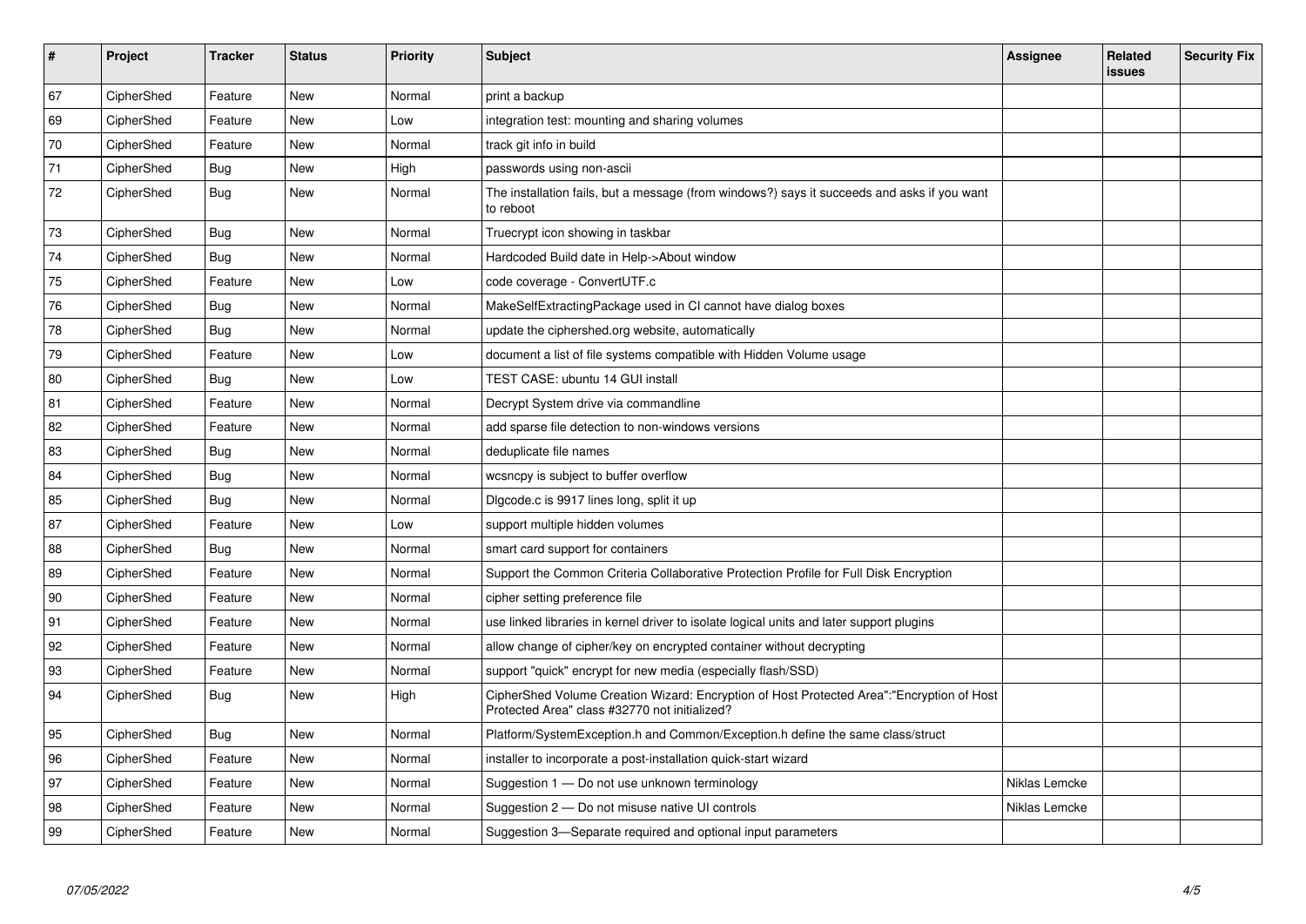| # | Project | Tracker | Status | Priority | Subject | Assignee | Related issues | Security Fix |
|---|---|---|---|---|---|---|---|---|
| 67 | CipherShed | Feature | New | Normal | print a backup | | | |
| 69 | CipherShed | Feature | New | Low | integration test: mounting and sharing volumes | | | |
| 70 | CipherShed | Feature | New | Normal | track git info in build | | | |
| 71 | CipherShed | Bug | New | High | passwords using non-ascii | | | |
| 72 | CipherShed | Bug | New | Normal | The installation fails, but a message (from windows?) says it succeeds and asks if you want to reboot | | | |
| 73 | CipherShed | Bug | New | Normal | Truecrypt icon showing in taskbar | | | |
| 74 | CipherShed | Bug | New | Normal | Hardcoded Build date in Help->About window | | | |
| 75 | CipherShed | Feature | New | Low | code coverage - ConvertUTF.c | | | |
| 76 | CipherShed | Bug | New | Normal | MakeSelfExtractingPackage used in CI cannot have dialog boxes | | | |
| 78 | CipherShed | Bug | New | Normal | update the ciphershed.org website, automatically | | | |
| 79 | CipherShed | Feature | New | Low | document a list of file systems compatible with Hidden Volume usage | | | |
| 80 | CipherShed | Bug | New | Low | TEST CASE: ubuntu 14 GUI install | | | |
| 81 | CipherShed | Feature | New | Normal | Decrypt System drive via commandline | | | |
| 82 | CipherShed | Feature | New | Normal | add sparse file detection to non-windows versions | | | |
| 83 | CipherShed | Bug | New | Normal | deduplicate file names | | | |
| 84 | CipherShed | Bug | New | Normal | wcsncpy is subject to buffer overflow | | | |
| 85 | CipherShed | Bug | New | Normal | Dlgcode.c is 9917 lines long, split it up | | | |
| 87 | CipherShed | Feature | New | Low | support multiple hidden volumes | | | |
| 88 | CipherShed | Bug | New | Normal | smart card support for containers | | | |
| 89 | CipherShed | Feature | New | Normal | Support the Common Criteria Collaborative Protection Profile for Full Disk Encryption | | | |
| 90 | CipherShed | Feature | New | Normal | cipher setting preference file | | | |
| 91 | CipherShed | Feature | New | Normal | use linked libraries in kernel driver to isolate logical units and later support plugins | | | |
| 92 | CipherShed | Feature | New | Normal | allow change of cipher/key on encrypted container without decrypting | | | |
| 93 | CipherShed | Feature | New | Normal | support "quick" encrypt for new media (especially flash/SSD) | | | |
| 94 | CipherShed | Bug | New | High | CipherShed Volume Creation Wizard: Encryption of Host Protected Area":"Encryption of Host Protected Area" class #32770 not initialized? | | | |
| 95 | CipherShed | Bug | New | Normal | Platform/SystemException.h and Common/Exception.h define the same class/struct | | | |
| 96 | CipherShed | Feature | New | Normal | installer to incorporate a post-installation quick-start wizard | | | |
| 97 | CipherShed | Feature | New | Normal | Suggestion 1 — Do not use unknown terminology | Niklas Lemcke | | |
| 98 | CipherShed | Feature | New | Normal | Suggestion 2 — Do not misuse native UI controls | Niklas Lemcke | | |
| 99 | CipherShed | Feature | New | Normal | Suggestion 3—Separate required and optional input parameters | | | |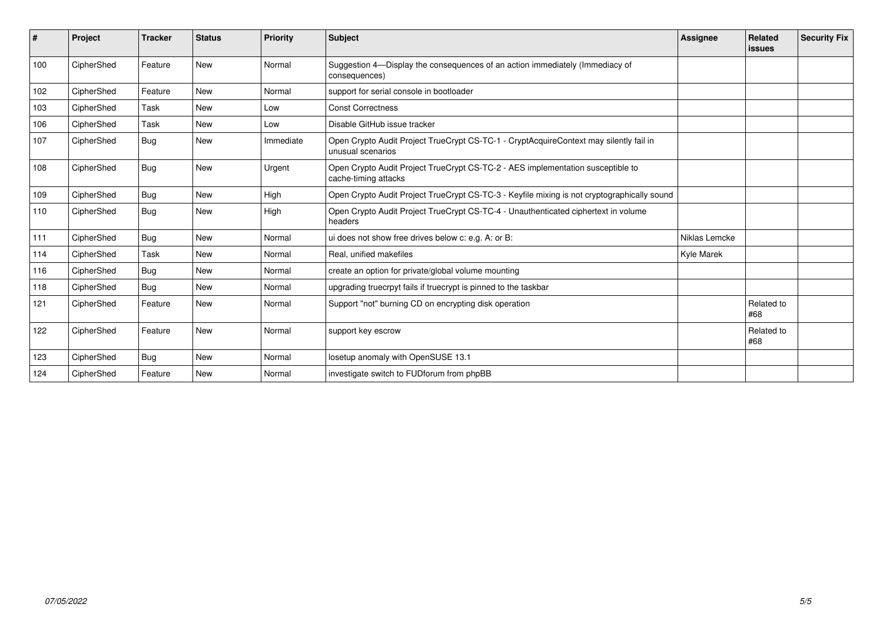| # | Project | Tracker | Status | Priority | Subject | Assignee | Related issues | Security Fix |
|---|---|---|---|---|---|---|---|---|
| 100 | CipherShed | Feature | New | Normal | Suggestion 4—Display the consequences of an action immediately (Immediacy of consequences) | | | |
| 102 | CipherShed | Feature | New | Normal | support for serial console in bootloader | | | |
| 103 | CipherShed | Task | New | Low | Const Correctness | | | |
| 106 | CipherShed | Task | New | Low | Disable GitHub issue tracker | | | |
| 107 | CipherShed | Bug | New | Immediate | Open Crypto Audit Project TrueCrypt CS-TC-1 - CryptAcquireContext may silently fail in unusual scenarios | | | |
| 108 | CipherShed | Bug | New | Urgent | Open Crypto Audit Project TrueCrypt CS-TC-2 - AES implementation susceptible to cache-timing attacks | | | |
| 109 | CipherShed | Bug | New | High | Open Crypto Audit Project TrueCrypt CS-TC-3 - Keyfile mixing is not cryptographically sound | | | |
| 110 | CipherShed | Bug | New | High | Open Crypto Audit Project TrueCrypt CS-TC-4 - Unauthenticated ciphertext in volume headers | | | |
| 111 | CipherShed | Bug | New | Normal | ui does not show free drives below c: e.g. A: or B: | Niklas Lemcke | | |
| 114 | CipherShed | Task | New | Normal | Real, unified makefiles | Kyle Marek | | |
| 116 | CipherShed | Bug | New | Normal | create an option for private/global volume mounting | | | |
| 118 | CipherShed | Bug | New | Normal | upgrading truecrpyt fails if truecrypt is pinned to the taskbar | | | |
| 121 | CipherShed | Feature | New | Normal | Support "not" burning CD on encrypting disk operation | | Related to #68 | |
| 122 | CipherShed | Feature | New | Normal | support key escrow | | Related to #68 | |
| 123 | CipherShed | Bug | New | Normal | losetup anomaly with OpenSUSE 13.1 | | | |
| 124 | CipherShed | Feature | New | Normal | investigate switch to FUDforum from phpBB | | | |